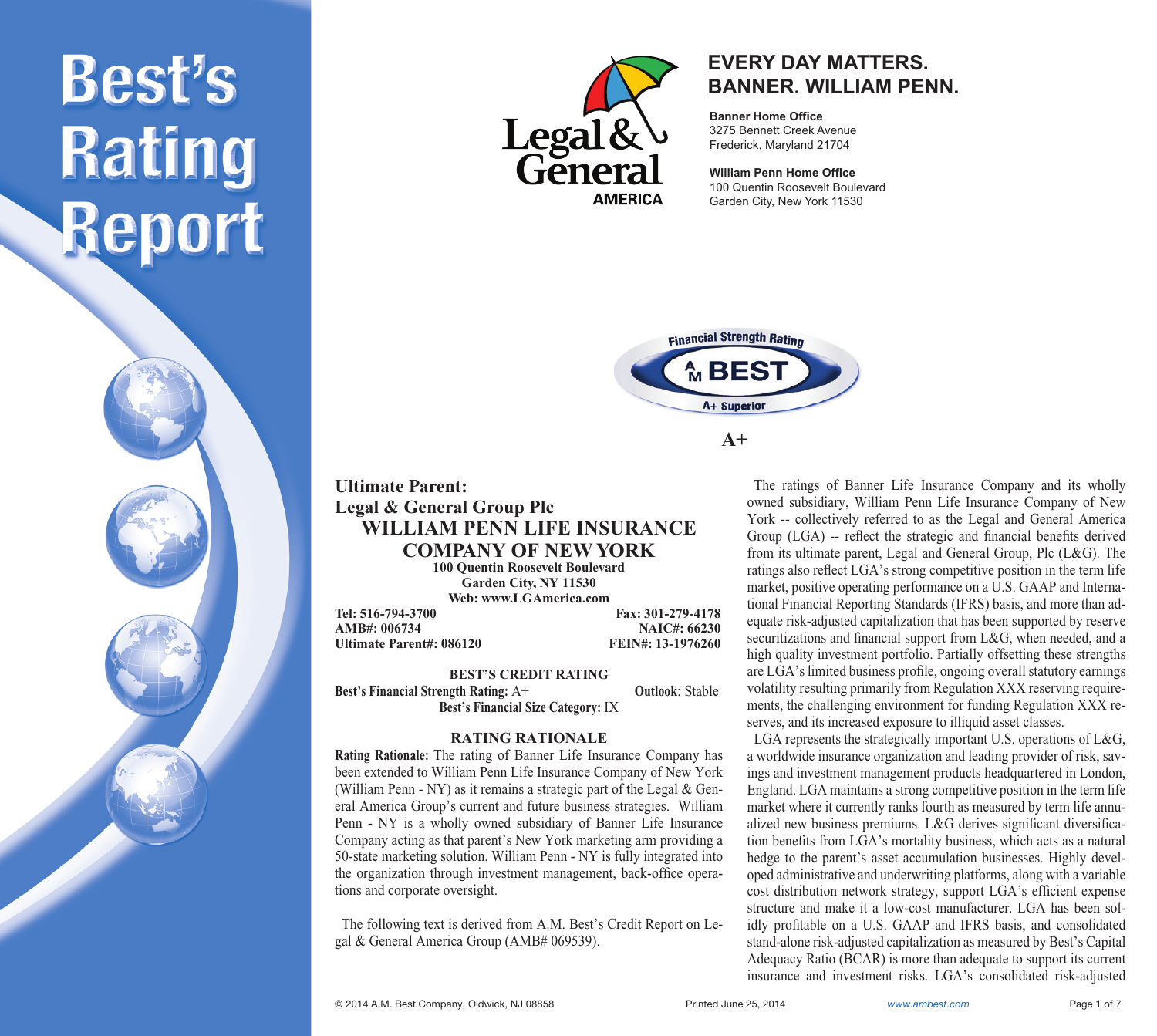# Best's Rating Report

Legal & General AMERICA

**EVERY DAY MATTERS.**
**BANNER. WILLIAM PENN.**

**Banner Home Office**
3275 Bennett Creek Avenue
Frederick, Maryland 21704

**William Penn Home Office**
100 Quentin Roosevelt Boulevard
Garden City, New York 11530

Financial Strength Rating A.M. BEST A+ Superior

**A+**

## Ultimate Parent: Legal & General Group Plc

## WILLIAM PENN LIFE INSURANCE COMPANY OF NEW YORK

**100 Quentin Roosevelt Boulevard**
**Garden City, NY 11530**
**Web: www.LGAmerica.com**

**Tel: 516-794-3700** | **Fax: 301-279-4178**
**AMB#: 006734** | **NAIC#: 66230**
**Ultimate Parent#: 086120** | **FEIN#: 13-1976260**

### BEST'S CREDIT RATING

**Best's Financial Strength Rating:** A+ | **Outlook**: Stable

**Best's Financial Size Category:** IX

### RATING RATIONALE

**Rating Rationale:** The rating of Banner Life Insurance Company has been extended to William Penn Life Insurance Company of New York (William Penn - NY) as it remains a strategic part of the Legal & General America Group's current and future business strategies. William Penn - NY is a wholly owned subsidiary of Banner Life Insurance Company acting as that parent's New York marketing arm providing a 50-state marketing solution. William Penn - NY is fully integrated into the organization through investment management, back-office operations and corporate oversight.

The following text is derived from A.M. Best's Credit Report on Legal & General America Group (AMB# 069539).

The ratings of Banner Life Insurance Company and its wholly owned subsidiary, William Penn Life Insurance Company of New York -- collectively referred to as the Legal and General America Group (LGA) -- reflect the strategic and financial benefits derived from its ultimate parent, Legal and General Group, Plc (L&G). The ratings also reflect LGA's strong competitive position in the term life market, positive operating performance on a U.S. GAAP and International Financial Reporting Standards (IFRS) basis, and more than adequate risk-adjusted capitalization that has been supported by reserve securitizations and financial support from L&G, when needed, and a high quality investment portfolio. Partially offsetting these strengths are LGA's limited business profile, ongoing overall statutory earnings volatility resulting primarily from Regulation XXX reserving requirements, the challenging environment for funding Regulation XXX reserves, and its increased exposure to illiquid asset classes.

LGA represents the strategically important U.S. operations of L&G, a worldwide insurance organization and leading provider of risk, savings and investment management products headquartered in London, England. LGA maintains a strong competitive position in the term life market where it currently ranks fourth as measured by term life annualized new business premiums. L&G derives significant diversification benefits from LGA's mortality business, which acts as a natural hedge to the parent's asset accumulation businesses. Highly developed administrative and underwriting platforms, along with a variable cost distribution network strategy, support LGA's efficient expense structure and make it a low-cost manufacturer. LGA has been solidly profitable on a U.S. GAAP and IFRS basis, and consolidated stand-alone risk-adjusted capitalization as measured by Best's Capital Adequacy Ratio (BCAR) is more than adequate to support its current insurance and investment risks. LGA's consolidated risk-adjusted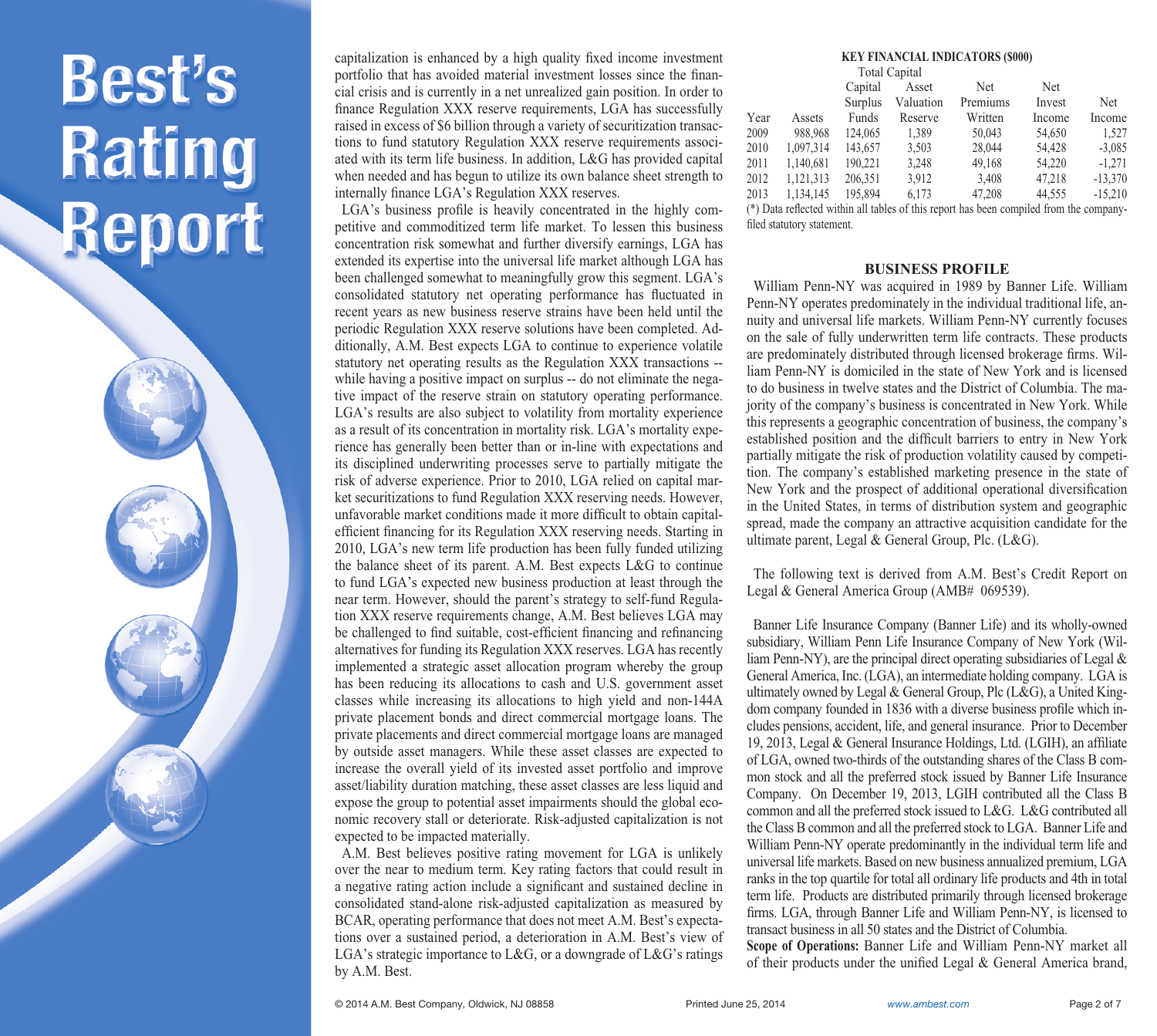capitalization is enhanced by a high quality fixed income investment portfolio that has avoided material investment losses since the financial crisis and is currently in a net unrealized gain position. In order to finance Regulation XXX reserve requirements, LGA has successfully raised in excess of $6 billion through a variety of securitization transactions to fund statutory Regulation XXX reserve requirements associated with its term life business. In addition, L&G has provided capital when needed and has begun to utilize its own balance sheet strength to internally finance LGA's Regulation XXX reserves.

LGA's business profile is heavily concentrated in the highly competitive and commoditized term life market. To lessen this business concentration risk somewhat and further diversify earnings, LGA has extended its expertise into the universal life market although LGA has been challenged somewhat to meaningfully grow this segment. LGA's consolidated statutory net operating performance has fluctuated in recent years as new business reserve strains have been held until the periodic Regulation XXX reserve solutions have been completed. Additionally, A.M. Best expects LGA to continue to experience volatile statutory net operating results as the Regulation XXX transactions -- while having a positive impact on surplus -- do not eliminate the negative impact of the reserve strain on statutory operating performance. LGA's results are also subject to volatility from mortality experience as a result of its concentration in mortality risk. LGA's mortality experience has generally been better than or in-line with expectations and its disciplined underwriting processes serve to partially mitigate the risk of adverse experience. Prior to 2010, LGA relied on capital market securitizations to fund Regulation XXX reserving needs. However, unfavorable market conditions made it more difficult to obtain capital-efficient financing for its Regulation XXX reserving needs. Starting in 2010, LGA's new term life production has been fully funded utilizing the balance sheet of its parent. A.M. Best expects L&G to continue to fund LGA's expected new business production at least through the near term. However, should the parent's strategy to self-fund Regulation XXX reserve requirements change, A.M. Best believes LGA may be challenged to find suitable, cost-efficient financing and refinancing alternatives for funding its Regulation XXX reserves. LGA has recently implemented a strategic asset allocation program whereby the group has been reducing its allocations to cash and U.S. government asset classes while increasing its allocations to high yield and non-144A private placement bonds and direct commercial mortgage loans. The private placements and direct commercial mortgage loans are managed by outside asset managers. While these asset classes are expected to increase the overall yield of its invested asset portfolio and improve asset/liability duration matching, these asset classes are less liquid and expose the group to potential asset impairments should the global economic recovery stall or deteriorate. Risk-adjusted capitalization is not expected to be impacted materially.

A.M. Best believes positive rating movement for LGA is unlikely over the near to medium term. Key rating factors that could result in a negative rating action include a significant and sustained decline in consolidated stand-alone risk-adjusted capitalization as measured by BCAR, operating performance that does not meet A.M. Best's expectations over a sustained period, a deterioration in A.M. Best's view of LGA's strategic importance to L&G, or a downgrade of L&G's ratings by A.M. Best.

**KEY FINANCIAL INDICATORS ($000)**

| Year | Assets | Total Capital Capital Surplus Funds | Asset Valuation Reserve | Net Premiums Written | Net Invest Income | Net Income |
|---|---|---|---|---|---|---|
| 2009 | 988,968 | 124,065 | 1,389 | 50,043 | 54,650 | 1,527 |
| 2010 | 1,097,314 | 143,657 | 3,503 | 28,044 | 54,428 | -3,085 |
| 2011 | 1,140,681 | 190,221 | 3,248 | 49,168 | 54,220 | -1,271 |
| 2012 | 1,121,313 | 206,351 | 3,912 | 3,408 | 47,218 | -13,370 |
| 2013 | 1,134,145 | 195,894 | 6,173 | 47,208 | 44,555 | -15,210 |

(*) Data reflected within all tables of this report has been compiled from the company-filed statutory statement.

## BUSINESS PROFILE

William Penn-NY was acquired in 1989 by Banner Life. William Penn-NY operates predominately in the individual traditional life, annuity and universal life markets. William Penn-NY currently focuses on the sale of fully underwritten term life contracts. These products are predominately distributed through licensed brokerage firms. William Penn-NY is domiciled in the state of New York and is licensed to do business in twelve states and the District of Columbia. The majority of the company's business is concentrated in New York. While this represents a geographic concentration of business, the company's established position and the difficult barriers to entry in New York partially mitigate the risk of production volatility caused by competition. The company's established marketing presence in the state of New York and the prospect of additional operational diversification in the United States, in terms of distribution system and geographic spread, made the company an attractive acquisition candidate for the ultimate parent, Legal & General Group, Plc. (L&G).

The following text is derived from A.M. Best's Credit Report on Legal & General America Group (AMB# 069539).

Banner Life Insurance Company (Banner Life) and its wholly-owned subsidiary, William Penn Life Insurance Company of New York (William Penn-NY), are the principal direct operating subsidiaries of Legal & General America, Inc. (LGA), an intermediate holding company. LGA is ultimately owned by Legal & General Group, Plc (L&G), a United Kingdom company founded in 1836 with a diverse business profile which includes pensions, accident, life, and general insurance. Prior to December 19, 2013, Legal & General Insurance Holdings, Ltd. (LGIH), an affiliate of LGA, owned two-thirds of the outstanding shares of the Class B common stock and all the preferred stock issued by Banner Life Insurance Company. On December 19, 2013, LGIH contributed all the Class B common and all the preferred stock issued to L&G. L&G contributed all the Class B common and all the preferred stock to LGA. Banner Life and William Penn-NY operate predominantly in the individual term life and universal life markets. Based on new business annualized premium, LGA ranks in the top quartile for total all ordinary life products and 4th in total term life. Products are distributed primarily through licensed brokerage firms. LGA, through Banner Life and William Penn-NY, is licensed to transact business in all 50 states and the District of Columbia.

**Scope of Operations:** Banner Life and William Penn-NY market all of their products under the unified Legal & General America brand,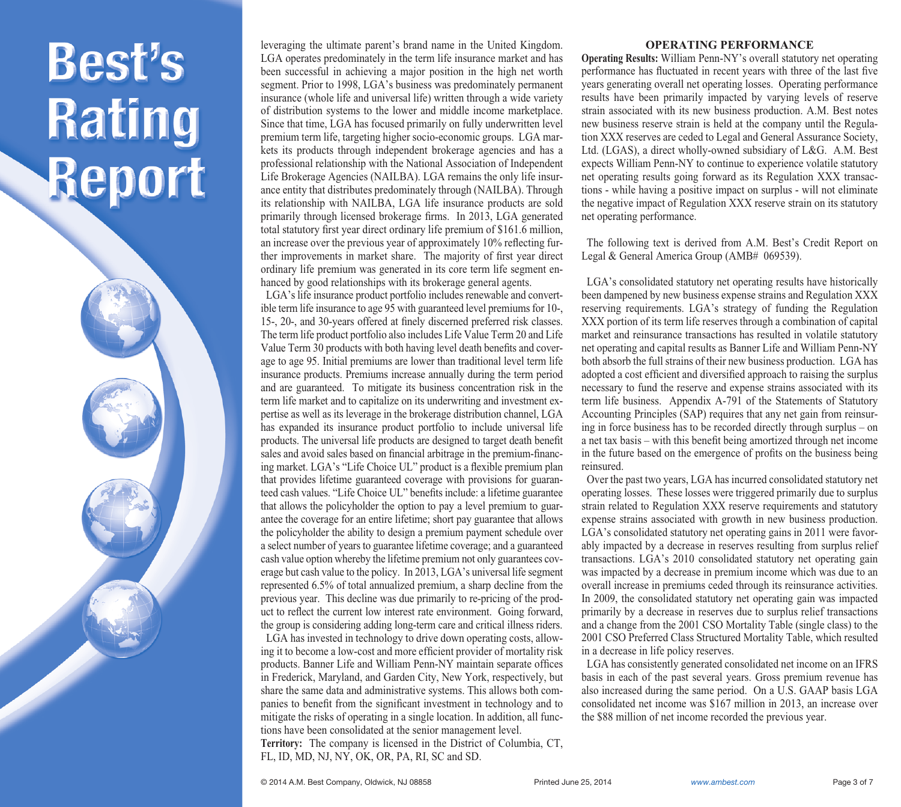leveraging the ultimate parent's brand name in the United Kingdom. LGA operates predominately in the term life insurance market and has been successful in achieving a major position in the high net worth segment. Prior to 1998, LGA's business was predominately permanent insurance (whole life and universal life) written through a wide variety of distribution systems to the lower and middle income marketplace. Since that time, LGA has focused primarily on fully underwritten level premium term life, targeting higher socio-economic groups. LGA markets its products through independent brokerage agencies and has a professional relationship with the National Association of Independent Life Brokerage Agencies (NAILBA). LGA remains the only life insurance entity that distributes predominately through (NAILBA). Through its relationship with NAILBA, LGA life insurance products are sold primarily through licensed brokerage firms. In 2013, LGA generated total statutory first year direct ordinary life premium of $161.6 million, an increase over the previous year of approximately 10% reflecting further improvements in market share. The majority of first year direct ordinary life premium was generated in its core term life segment enhanced by good relationships with its brokerage general agents.

LGA's life insurance product portfolio includes renewable and convertible term life insurance to age 95 with guaranteed level premiums for 10-, 15-, 20-, and 30-years offered at finely discerned preferred risk classes. The term life product portfolio also includes Life Value Term 20 and Life Value Term 30 products with both having level death benefits and coverage to age 95. Initial premiums are lower than traditional level term life insurance products. Premiums increase annually during the term period and are guaranteed. To mitigate its business concentration risk in the term life market and to capitalize on its underwriting and investment expertise as well as its leverage in the brokerage distribution channel, LGA has expanded its insurance product portfolio to include universal life products. The universal life products are designed to target death benefit sales and avoid sales based on financial arbitrage in the premium-financing market. LGA's "Life Choice UL" product is a flexible premium plan that provides lifetime guaranteed coverage with provisions for guaranteed cash values. "Life Choice UL" benefits include: a lifetime guarantee that allows the policyholder the option to pay a level premium to guarantee the coverage for an entire lifetime; short pay guarantee that allows the policyholder the ability to design a premium payment schedule over a select number of years to guarantee lifetime coverage; and a guaranteed cash value option whereby the lifetime premium not only guarantees coverage but cash value to the policy. In 2013, LGA's universal life segment represented 6.5% of total annualized premium, a sharp decline from the previous year. This decline was due primarily to re-pricing of the product to reflect the current low interest rate environment. Going forward, the group is considering adding long-term care and critical illness riders.

LGA has invested in technology to drive down operating costs, allowing it to become a low-cost and more efficient provider of mortality risk products. Banner Life and William Penn-NY maintain separate offices in Frederick, Maryland, and Garden City, New York, respectively, but share the same data and administrative systems. This allows both companies to benefit from the significant investment in technology and to mitigate the risks of operating in a single location. In addition, all functions have been consolidated at the senior management level.

**Territory:** The company is licensed in the District of Columbia, CT, FL, ID, MD, NJ, NY, OK, OR, PA, RI, SC and SD.

## OPERATING PERFORMANCE

**Operating Results:** William Penn-NY's overall statutory net operating performance has fluctuated in recent years with three of the last five years generating overall net operating losses. Operating performance results have been primarily impacted by varying levels of reserve strain associated with its new business production. A.M. Best notes new business reserve strain is held at the company until the Regulation XXX reserves are ceded to Legal and General Assurance Society, Ltd. (LGAS), a direct wholly-owned subsidiary of L&G. A.M. Best expects William Penn-NY to continue to experience volatile statutory net operating results going forward as its Regulation XXX transactions - while having a positive impact on surplus - will not eliminate the negative impact of Regulation XXX reserve strain on its statutory net operating performance.

The following text is derived from A.M. Best's Credit Report on Legal & General America Group (AMB# 069539).

LGA's consolidated statutory net operating results have historically been dampened by new business expense strains and Regulation XXX reserving requirements. LGA's strategy of funding the Regulation XXX portion of its term life reserves through a combination of capital market and reinsurance transactions has resulted in volatile statutory net operating and capital results as Banner Life and William Penn-NY both absorb the full strains of their new business production. LGA has adopted a cost efficient and diversified approach to raising the surplus necessary to fund the reserve and expense strains associated with its term life business. Appendix A-791 of the Statements of Statutory Accounting Principles (SAP) requires that any net gain from reinsuring in force business has to be recorded directly through surplus – on a net tax basis – with this benefit being amortized through net income in the future based on the emergence of profits on the business being reinsured.

Over the past two years, LGA has incurred consolidated statutory net operating losses. These losses were triggered primarily due to surplus strain related to Regulation XXX reserve requirements and statutory expense strains associated with growth in new business production. LGA's consolidated statutory net operating gains in 2011 were favorably impacted by a decrease in reserves resulting from surplus relief transactions. LGA's 2010 consolidated statutory net operating gain was impacted by a decrease in premium income which was due to an overall increase in premiums ceded through its reinsurance activities. In 2009, the consolidated statutory net operating gain was impacted primarily by a decrease in reserves due to surplus relief transactions and a change from the 2001 CSO Mortality Table (single class) to the 2001 CSO Preferred Class Structured Mortality Table, which resulted in a decrease in life policy reserves.

LGA has consistently generated consolidated net income on an IFRS basis in each of the past several years. Gross premium revenue has also increased during the same period. On a U.S. GAAP basis LGA consolidated net income was $167 million in 2013, an increase over the $88 million of net income recorded the previous year.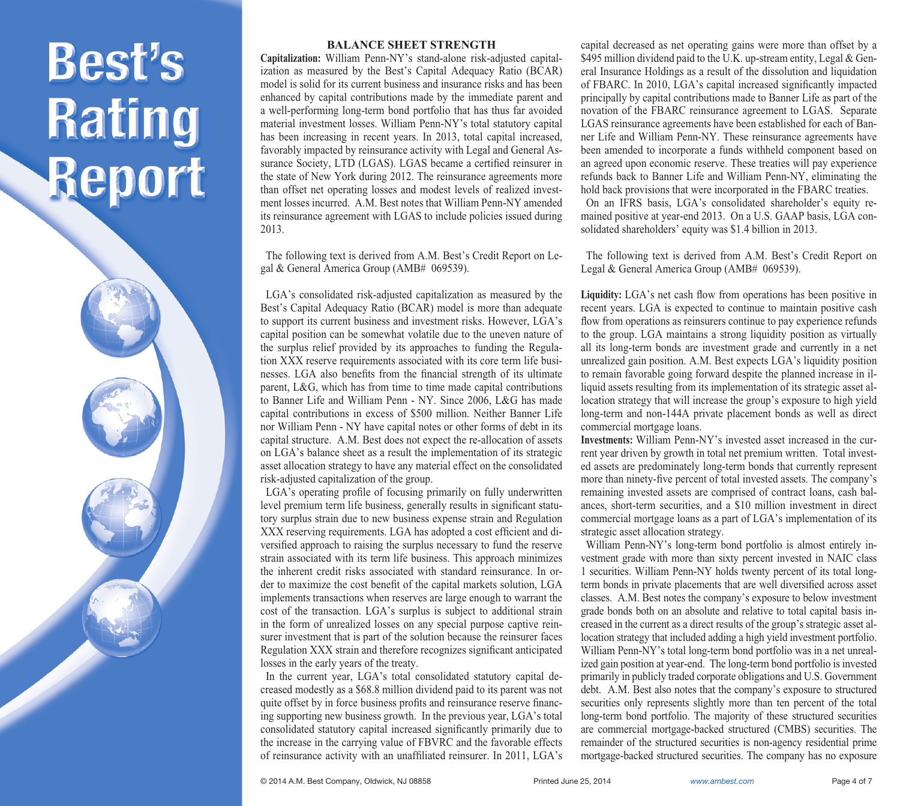## BALANCE SHEET STRENGTH

**Capitalization:** William Penn-NY's stand-alone risk-adjusted capitalization as measured by the Best's Capital Adequacy Ratio (BCAR) model is solid for its current business and insurance risks and has been enhanced by capital contributions made by the immediate parent and a well-performing long-term bond portfolio that has thus far avoided material investment losses. William Penn-NY's total statutory capital has been increasing in recent years. In 2013, total capital increased, favorably impacted by reinsurance activity with Legal and General Assurance Society, LTD (LGAS). LGAS became a certified reinsurer in the state of New York during 2012. The reinsurance agreements more than offset net operating losses and modest levels of realized investment losses incurred. A.M. Best notes that William Penn-NY amended its reinsurance agreement with LGAS to include policies issued during 2013.

The following text is derived from A.M. Best's Credit Report on Legal & General America Group (AMB# 069539).

LGA's consolidated risk-adjusted capitalization as measured by the Best's Capital Adequacy Ratio (BCAR) model is more than adequate to support its current business and investment risks. However, LGA's capital position can be somewhat volatile due to the uneven nature of the surplus relief provided by its approaches to funding the Regulation XXX reserve requirements associated with its core term life businesses. LGA also benefits from the financial strength of its ultimate parent, L&G, which has from time to time made capital contributions to Banner Life and William Penn - NY. Since 2006, L&G has made capital contributions in excess of $500 million. Neither Banner Life nor William Penn - NY have capital notes or other forms of debt in its capital structure. A.M. Best does not expect the re-allocation of assets on LGA's balance sheet as a result the implementation of its strategic asset allocation strategy to have any material effect on the consolidated risk-adjusted capitalization of the group.

LGA's operating profile of focusing primarily on fully underwritten level premium term life business, generally results in significant statutory surplus strain due to new business expense strain and Regulation XXX reserving requirements. LGA has adopted a cost efficient and diversified approach to raising the surplus necessary to fund the reserve strain associated with its term life business. This approach minimizes the inherent credit risks associated with standard reinsurance. In order to maximize the cost benefit of the capital markets solution, LGA implements transactions when reserves are large enough to warrant the cost of the transaction. LGA's surplus is subject to additional strain in the form of unrealized losses on any special purpose captive reinsurer investment that is part of the solution because the reinsurer faces Regulation XXX strain and therefore recognizes significant anticipated losses in the early years of the treaty.

In the current year, LGA's total consolidated statutory capital decreased modestly as a $68.8 million dividend paid to its parent was not quite offset by in force business profits and reinsurance reserve financing supporting new business growth. In the previous year, LGA's total consolidated statutory capital increased significantly primarily due to the increase in the carrying value of FBVRC and the favorable effects of reinsurance activity with an unaffiliated reinsurer. In 2011, LGA's capital decreased as net operating gains were more than offset by a $495 million dividend paid to the U.K. up-stream entity, Legal & General Insurance Holdings as a result of the dissolution and liquidation of FBARC. In 2010, LGA's capital increased significantly impacted principally by capital contributions made to Banner Life as part of the novation of the FBARC reinsurance agreement to LGAS. Separate LGAS reinsurance agreements have been established for each of Banner Life and William Penn-NY. These reinsurance agreements have been amended to incorporate a funds withheld component based on an agreed upon economic reserve. These treaties will pay experience refunds back to Banner Life and William Penn-NY, eliminating the hold back provisions that were incorporated in the FBARC treaties.

On an IFRS basis, LGA's consolidated shareholder's equity remained positive at year-end 2013. On a U.S. GAAP basis, LGA consolidated shareholders' equity was $1.4 billion in 2013.

The following text is derived from A.M. Best's Credit Report on Legal & General America Group (AMB# 069539).

**Liquidity:** LGA's net cash flow from operations has been positive in recent years. LGA is expected to continue to maintain positive cash flow from operations as reinsurers continue to pay experience refunds to the group. LGA maintains a strong liquidity position as virtually all its long-term bonds are investment grade and currently in a net unrealized gain position. A.M. Best expects LGA's liquidity position to remain favorable going forward despite the planned increase in illiquid assets resulting from its implementation of its strategic asset allocation strategy that will increase the group's exposure to high yield long-term and non-144A private placement bonds as well as direct commercial mortgage loans.

**Investments:** William Penn-NY's invested asset increased in the current year driven by growth in total net premium written. Total invested assets are predominately long-term bonds that currently represent more than ninety-five percent of total invested assets. The company's remaining invested assets are comprised of contract loans, cash balances, short-term securities, and a $10 million investment in direct commercial mortgage loans as a part of LGA's implementation of its strategic asset allocation strategy.

William Penn-NY's long-term bond portfolio is almost entirely investment grade with more than sixty percent invested in NAIC class 1 securities. William Penn-NY holds twenty percent of its total long-term bonds in private placements that are well diversified across asset classes. A.M. Best notes the company's exposure to below investment grade bonds both on an absolute and relative to total capital basis increased in the current as a direct results of the group's strategic asset allocation strategy that included adding a high yield investment portfolio. William Penn-NY's total long-term bond portfolio was in a net unrealized gain position at year-end. The long-term bond portfolio is invested primarily in publicly traded corporate obligations and U.S. Government debt. A.M. Best also notes that the company's exposure to structured securities only represents slightly more than ten percent of the total long-term bond portfolio. The majority of these structured securities are commercial mortgage-backed structured (CMBS) securities. The remainder of the structured securities is non-agency residential prime mortgage-backed structured securities. The company has no exposure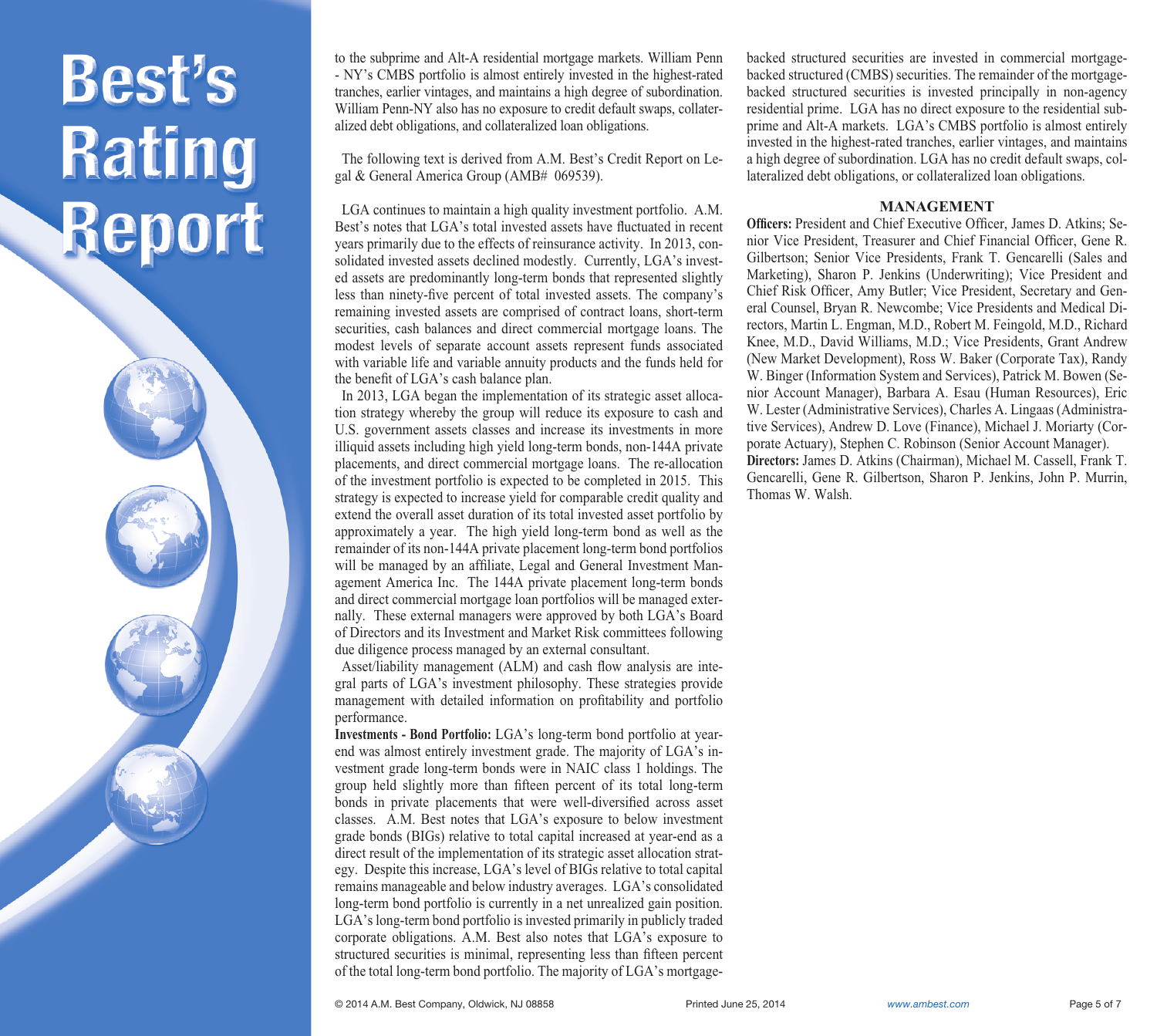to the subprime and Alt-A residential mortgage markets. William Penn - NY's CMBS portfolio is almost entirely invested in the highest-rated tranches, earlier vintages, and maintains a high degree of subordination. William Penn-NY also has no exposure to credit default swaps, collateralized debt obligations, and collateralized loan obligations.

The following text is derived from A.M. Best's Credit Report on Legal & General America Group (AMB# 069539).

LGA continues to maintain a high quality investment portfolio. A.M. Best's notes that LGA's total invested assets have fluctuated in recent years primarily due to the effects of reinsurance activity. In 2013, consolidated invested assets declined modestly. Currently, LGA's invested assets are predominantly long-term bonds that represented slightly less than ninety-five percent of total invested assets. The company's remaining invested assets are comprised of contract loans, short-term securities, cash balances and direct commercial mortgage loans. The modest levels of separate account assets represent funds associated with variable life and variable annuity products and the funds held for the benefit of LGA's cash balance plan.

In 2013, LGA began the implementation of its strategic asset allocation strategy whereby the group will reduce its exposure to cash and U.S. government assets classes and increase its investments in more illiquid assets including high yield long-term bonds, non-144A private placements, and direct commercial mortgage loans. The re-allocation of the investment portfolio is expected to be completed in 2015. This strategy is expected to increase yield for comparable credit quality and extend the overall asset duration of its total invested asset portfolio by approximately a year. The high yield long-term bond as well as the remainder of its non-144A private placement long-term bond portfolios will be managed by an affiliate, Legal and General Investment Management America Inc. The 144A private placement long-term bonds and direct commercial mortgage loan portfolios will be managed externally. These external managers were approved by both LGA's Board of Directors and its Investment and Market Risk committees following due diligence process managed by an external consultant.

Asset/liability management (ALM) and cash flow analysis are integral parts of LGA's investment philosophy. These strategies provide management with detailed information on profitability and portfolio performance.

**Investments - Bond Portfolio:** LGA's long-term bond portfolio at year-end was almost entirely investment grade. The majority of LGA's investment grade long-term bonds were in NAIC class 1 holdings. The group held slightly more than fifteen percent of its total long-term bonds in private placements that were well-diversified across asset classes. A.M. Best notes that LGA's exposure to below investment grade bonds (BIGs) relative to total capital increased at year-end as a direct result of the implementation of its strategic asset allocation strategy. Despite this increase, LGA's level of BIGs relative to total capital remains manageable and below industry averages. LGA's consolidated long-term bond portfolio is currently in a net unrealized gain position. LGA's long-term bond portfolio is invested primarily in publicly traded corporate obligations. A.M. Best also notes that LGA's exposure to structured securities is minimal, representing less than fifteen percent of the total long-term bond portfolio. The majority of LGA's mortgage-backed structured securities are invested in commercial mortgage-backed structured (CMBS) securities. The remainder of the mortgage-backed structured securities is invested principally in non-agency residential prime. LGA has no direct exposure to the residential subprime and Alt-A markets. LGA's CMBS portfolio is almost entirely invested in the highest-rated tranches, earlier vintages, and maintains a high degree of subordination. LGA has no credit default swaps, collateralized debt obligations, or collateralized loan obligations.

## MANAGEMENT

**Officers:** President and Chief Executive Officer, James D. Atkins; Senior Vice President, Treasurer and Chief Financial Officer, Gene R. Gilbertson; Senior Vice Presidents, Frank T. Gencarelli (Sales and Marketing), Sharon P. Jenkins (Underwriting); Vice President and Chief Risk Officer, Amy Butler; Vice President, Secretary and General Counsel, Bryan R. Newcombe; Vice Presidents and Medical Directors, Martin L. Engman, M.D., Robert M. Feingold, M.D., Richard Knee, M.D., David Williams, M.D.; Vice Presidents, Grant Andrew (New Market Development), Ross W. Baker (Corporate Tax), Randy W. Binger (Information System and Services), Patrick M. Bowen (Senior Account Manager), Barbara A. Esau (Human Resources), Eric W. Lester (Administrative Services), Charles A. Lingaas (Administrative Services), Andrew D. Love (Finance), Michael J. Moriarty (Corporate Actuary), Stephen C. Robinson (Senior Account Manager).

**Directors:** James D. Atkins (Chairman), Michael M. Cassell, Frank T. Gencarelli, Gene R. Gilbertson, Sharon P. Jenkins, John P. Murrin, Thomas W. Walsh.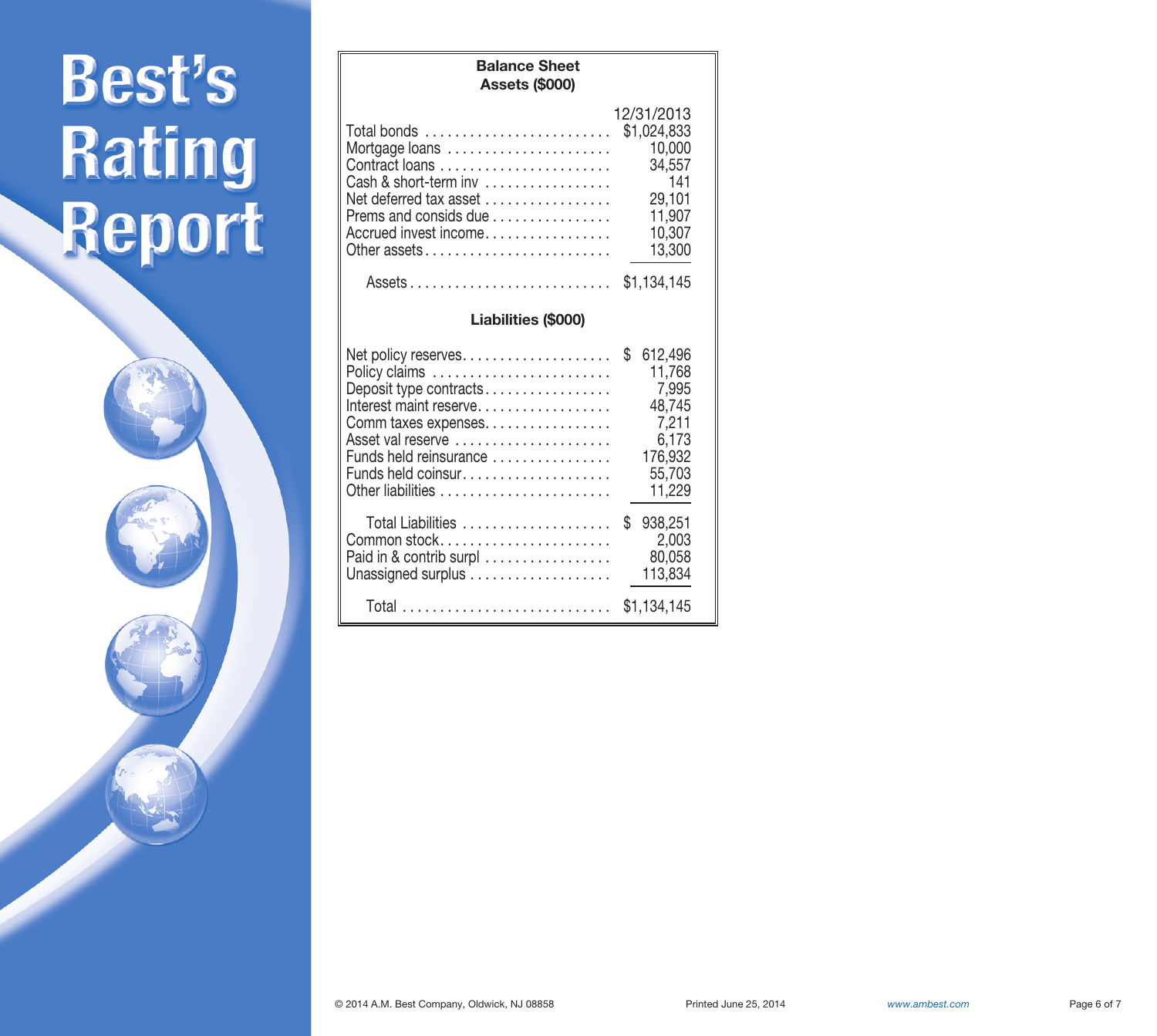# Best's Rating Report

## Balance Sheet

### Assets ($000)

| | 12/31/2013 |
|---|---|
| Total bonds | $1,024,833 |
| Mortgage loans | 10,000 |
| Contract loans | 34,557 |
| Cash & short-term inv | 141 |
| Net deferred tax asset | 29,101 |
| Prems and consids due | 11,907 |
| Accrued invest income | 10,307 |
| Other assets | 13,300 |
| Assets | $1,134,145 |

### Liabilities ($000)

| | |
|---|---|
| Net policy reserves | $ 612,496 |
| Policy claims | 11,768 |
| Deposit type contracts | 7,995 |
| Interest maint reserve | 48,745 |
| Comm taxes expenses | 7,211 |
| Asset val reserve | 6,173 |
| Funds held reinsurance | 176,932 |
| Funds held coinsur | 55,703 |
| Other liabilities | 11,229 |
| Total Liabilities | $ 938,251 |
| Common stock | 2,003 |
| Paid in & contrib surpl | 80,058 |
| Unassigned surplus | 113,834 |
| Total | $1,134,145 |

© 2014 A.M. Best Company, Oldwick, NJ 08858 Printed June 25, 2014 www.ambest.com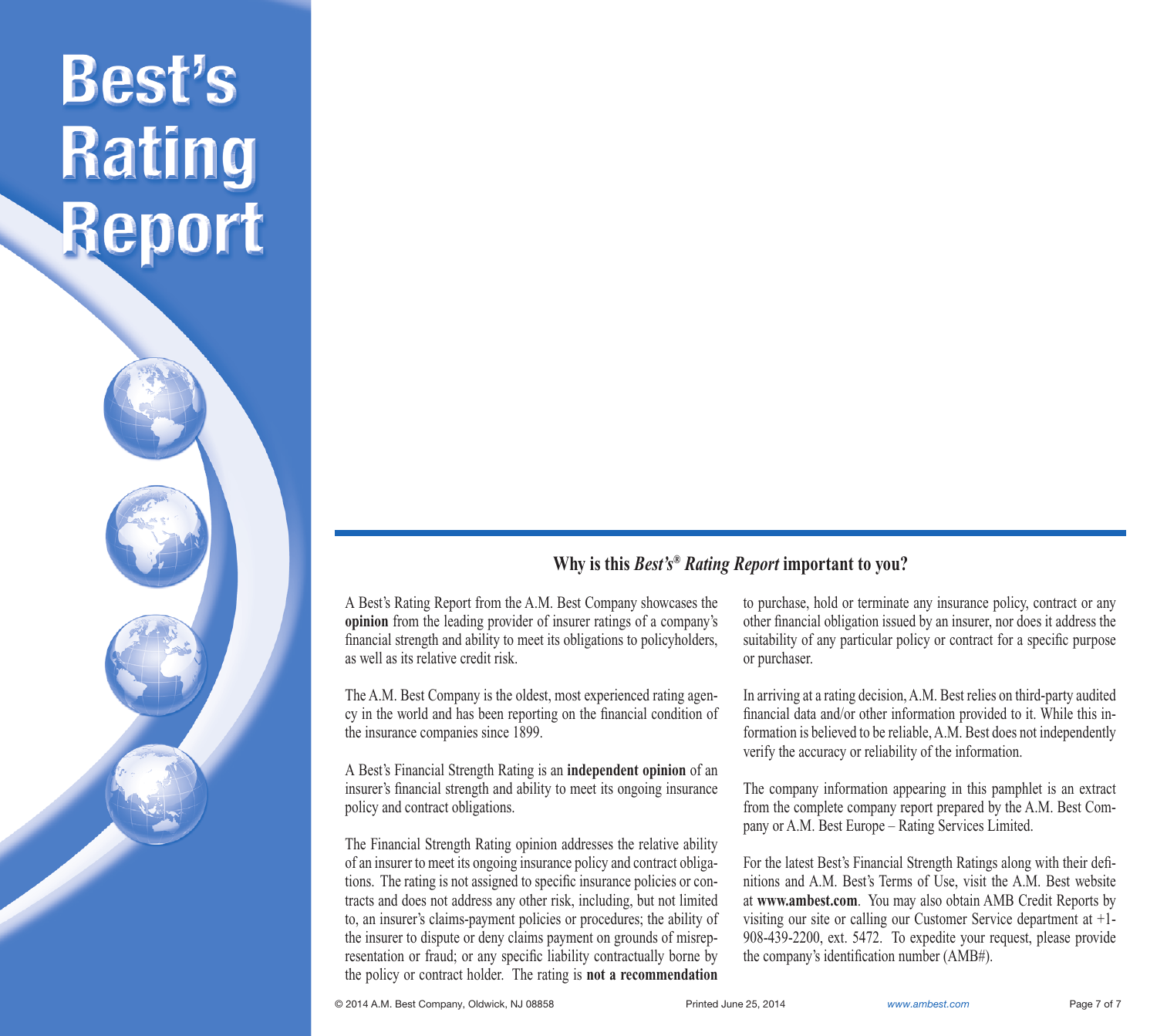# Best's Rating Report

## Why is this *Best's®* *Rating Report* important to you?

A Best's Rating Report from the A.M. Best Company showcases the **opinion** from the leading provider of insurer ratings of a company's financial strength and ability to meet its obligations to policyholders, as well as its relative credit risk.

The A.M. Best Company is the oldest, most experienced rating agency in the world and has been reporting on the financial condition of the insurance companies since 1899.

A Best's Financial Strength Rating is an **independent opinion** of an insurer's financial strength and ability to meet its ongoing insurance policy and contract obligations.

The Financial Strength Rating opinion addresses the relative ability of an insurer to meet its ongoing insurance policy and contract obligations. The rating is not assigned to specific insurance policies or contracts and does not address any other risk, including, but not limited to, an insurer's claims-payment policies or procedures; the ability of the insurer to dispute or deny claims payment on grounds of misrepresentation or fraud; or any specific liability contractually borne by the policy or contract holder. The rating is **not a recommendation** to purchase, hold or terminate any insurance policy, contract or any other financial obligation issued by an insurer, nor does it address the suitability of any particular policy or contract for a specific purpose or purchaser.

In arriving at a rating decision, A.M. Best relies on third-party audited financial data and/or other information provided to it. While this information is believed to be reliable, A.M. Best does not independently verify the accuracy or reliability of the information.

The company information appearing in this pamphlet is an extract from the complete company report prepared by the A.M. Best Company or A.M. Best Europe – Rating Services Limited.

For the latest Best's Financial Strength Ratings along with their definitions and A.M. Best's Terms of Use, visit the A.M. Best website at **www.ambest.com**. You may also obtain AMB Credit Reports by visiting our site or calling our Customer Service department at +1-908-439-2200, ext. 5472. To expedite your request, please provide the company's identification number (AMB#).

© 2014 A.M. Best Company, Oldwick, NJ 08858 Printed June 25, 2014 *www.ambest.com*